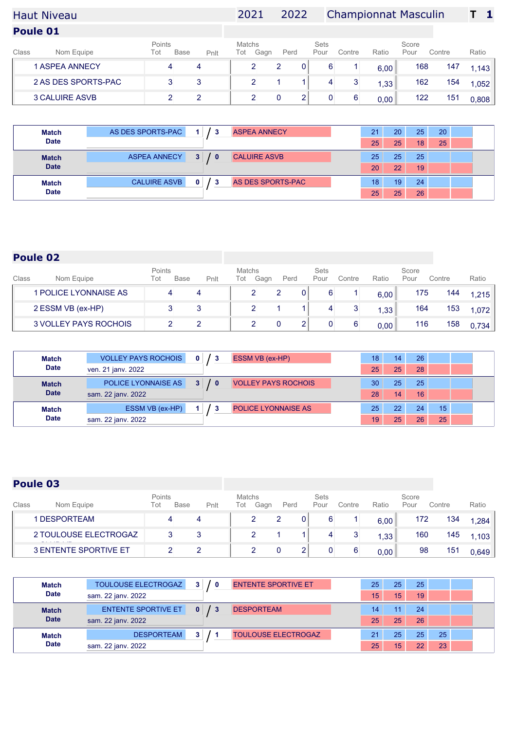# Haut Niveau 2021 2022 Championnat Masculin T 1

## Poule 01

| Class | Nom Equipe | Points Tot | Base | Pnlt | Matchs Tot | Gagn | Perd | Sets Pour | Contre | Ratio | Score Pour | Contre | Ratio |
|---|---|---|---|---|---|---|---|---|---|---|---|---|---|
| 1 | ASPEA ANNECY | 4 | 4 | | 2 | 2 | 0 | 6 | 1 | 6,00 | 168 | 147 | 1,143 |
| 2 | AS DES SPORTS-PAC | 3 | 3 | | 2 | 1 | 1 | 4 | 3 | 1,33 | 162 | 154 | 1,052 |
| 3 | CALUIRE ASVB | 2 | 2 | | 2 | 0 | 2 | 0 | 6 | 0,00 | 122 | 151 | 0,808 |

| Match / Date | Equipe | Sets | | Equipe | Set 1 | Set 2 | Set 3 | Set 4 | Set 5 |
|---|---|---|---|---|---|---|---|---|---|
| Match | AS DES SPORTS-PAC | 1 | 3 | ASPEA ANNECY | 21 / 25 | 20 / 25 | 25 / 18 | 20 / 25 | |
| Match | ASPEA ANNECY | 3 | 0 | CALUIRE ASVB | 25 / 20 | 25 / 22 | 25 / 19 | | |
| Match | CALUIRE ASVB | 0 | 3 | AS DES SPORTS-PAC | 18 / 25 | 19 / 25 | 24 / 26 | | |

## Poule 02

| Class | Nom Equipe | Points Tot | Base | Pnlt | Matchs Tot | Gagn | Perd | Sets Pour | Contre | Ratio | Score Pour | Contre | Ratio |
|---|---|---|---|---|---|---|---|---|---|---|---|---|---|
| 1 | POLICE LYONNAISE AS | 4 | 4 | | 2 | 2 | 0 | 6 | 1 | 6,00 | 175 | 144 | 1,215 |
| 2 | ESSM VB (ex-HP) | 3 | 3 | | 2 | 1 | 1 | 4 | 3 | 1,33 | 164 | 153 | 1,072 |
| 3 | VOLLEY PAYS ROCHOIS | 2 | 2 | | 2 | 0 | 2 | 0 | 6 | 0,00 | 116 | 158 | 0,734 |

| Match / Date | Equipe | Sets | | Equipe | Set 1 | Set 2 | Set 3 | Set 4 | Set 5 |
|---|---|---|---|---|---|---|---|---|---|
| Match – ven. 21 janv. 2022 | VOLLEY PAYS ROCHOIS | 0 | 3 | ESSM VB (ex-HP) | 18 / 25 | 14 / 25 | 26 / 28 | | |
| Match – sam. 22 janv. 2022 | POLICE LYONNAISE AS | 3 | 0 | VOLLEY PAYS ROCHOIS | 30 / 28 | 25 / 14 | 25 / 16 | | |
| Match – sam. 22 janv. 2022 | ESSM VB (ex-HP) | 1 | 3 | POLICE LYONNAISE AS | 25 / 19 | 22 / 25 | 24 / 26 | 15 / 25 | |

## Poule 03

| Class | Nom Equipe | Points Tot | Base | Pnlt | Matchs Tot | Gagn | Perd | Sets Pour | Contre | Ratio | Score Pour | Contre | Ratio |
|---|---|---|---|---|---|---|---|---|---|---|---|---|---|
| 1 | DESPORTEAM | 4 | 4 | | 2 | 2 | 0 | 6 | 1 | 6,00 | 172 | 134 | 1,284 |
| 2 | TOULOUSE ELECTROGAZ | 3 | 3 | | 2 | 1 | 1 | 4 | 3 | 1,33 | 160 | 145 | 1,103 |
| 3 | ENTENTE SPORTIVE ET | 2 | 2 | | 2 | 0 | 2 | 0 | 6 | 0,00 | 98 | 151 | 0,649 |

| Match / Date | Equipe | Sets | | Equipe | Set 1 | Set 2 | Set 3 | Set 4 | Set 5 |
|---|---|---|---|---|---|---|---|---|---|
| Match – sam. 22 janv. 2022 | TOULOUSE ELECTROGAZ | 3 | 0 | ENTENTE SPORTIVE ET | 25 / 15 | 25 / 15 | 25 / 19 | | |
| Match – sam. 22 janv. 2022 | ENTENTE SPORTIVE ET | 0 | 3 | DESPORTEAM | 14 / 25 | 11 / 25 | 24 / 26 | | |
| Match – sam. 22 janv. 2022 | DESPORTEAM | 3 | 1 | TOULOUSE ELECTROGAZ | 21 / 25 | 25 / 15 | 25 / 22 | 25 / 23 | |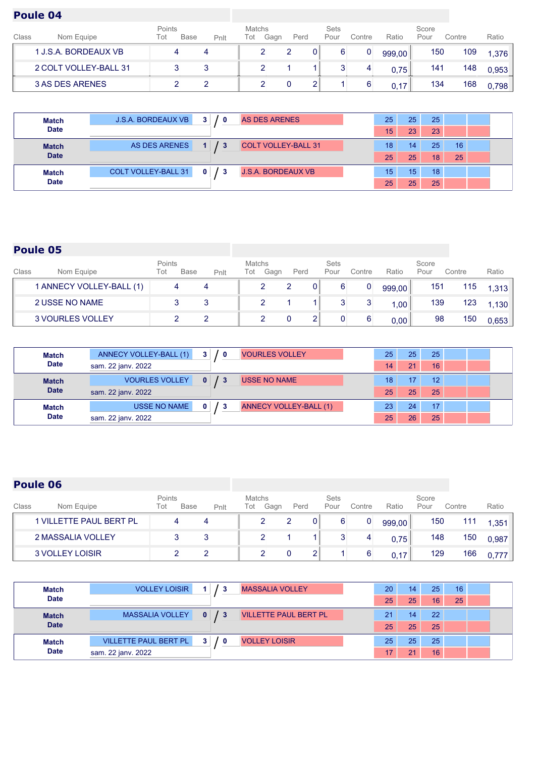## Poule 04

| Class | Nom Equipe | Points Tot | Base | Pnlt | Matchs Tot | Gagn | Perd | Sets Pour | Contre | Ratio | Score Pour | Contre | Ratio |
|---|---|---|---|---|---|---|---|---|---|---|---|---|---|
| 1 | J.S.A. BORDEAUX VB | 4 | 4 | | 2 | 2 | 0 | 6 | 0 | 999,00 | 150 | 109 | 1,376 |
| 2 | COLT VOLLEY-BALL 31 | 3 | 3 | | 2 | 1 | 1 | 3 | 4 | 0,75 | 141 | 148 | 0,953 |
| 3 | AS DES ARENES | 2 | 2 | | 2 | 0 | 2 | 1 | 6 | 0,17 | 134 | 168 | 0,798 |

| Match / Date | Equipe 1 | Score | Equipe 2 | Set 1 | Set 2 | Set 3 | Set 4 | Set 5 |
|---|---|---|---|---|---|---|---|---|
| Match | J.S.A. BORDEAUX VB | 3 / 0 | AS DES ARENES | 25 | 25 | 25 | | |
| Date | | | | 15 | 23 | 23 | | |
| Match | AS DES ARENES | 1 / 3 | COLT VOLLEY-BALL 31 | 18 | 14 | 25 | 16 | |
| Date | | | | 25 | 25 | 18 | 25 | |
| Match | COLT VOLLEY-BALL 31 | 0 / 3 | J.S.A. BORDEAUX VB | 15 | 15 | 18 | | |
| Date | | | | 25 | 25 | 25 | | |

## Poule 05

| Class | Nom Equipe | Points Tot | Base | Pnlt | Matchs Tot | Gagn | Perd | Sets Pour | Contre | Ratio | Score Pour | Contre | Ratio |
|---|---|---|---|---|---|---|---|---|---|---|---|---|---|
| 1 | ANNECY VOLLEY-BALL (1) | 4 | 4 | | 2 | 2 | 0 | 6 | 0 | 999,00 | 151 | 115 | 1,313 |
| 2 | USSE NO NAME | 3 | 3 | | 2 | 1 | 1 | 3 | 3 | 1,00 | 139 | 123 | 1,130 |
| 3 | VOURLES VOLLEY | 2 | 2 | | 2 | 0 | 2 | 0 | 6 | 0,00 | 98 | 150 | 0,653 |

| Match / Date | Equipe 1 | Score | Equipe 2 | Set 1 | Set 2 | Set 3 | Set 4 | Set 5 |
|---|---|---|---|---|---|---|---|---|
| Match | ANNECY VOLLEY-BALL (1) | 3 / 0 | VOURLES VOLLEY | 25 | 25 | 25 | | |
| Date | sam. 22 janv. 2022 | | | 14 | 21 | 16 | | |
| Match | VOURLES VOLLEY | 0 / 3 | USSE NO NAME | 18 | 17 | 12 | | |
| Date | sam. 22 janv. 2022 | | | 25 | 25 | 25 | | |
| Match | USSE NO NAME | 0 / 3 | ANNECY VOLLEY-BALL (1) | 23 | 24 | 17 | | |
| Date | sam. 22 janv. 2022 | | | 25 | 26 | 25 | | |

## Poule 06

| Class | Nom Equipe | Points Tot | Base | Pnlt | Matchs Tot | Gagn | Perd | Sets Pour | Contre | Ratio | Score Pour | Contre | Ratio |
|---|---|---|---|---|---|---|---|---|---|---|---|---|---|
| 1 | VILLETTE PAUL BERT PL | 4 | 4 | | 2 | 2 | 0 | 6 | 0 | 999,00 | 150 | 111 | 1,351 |
| 2 | MASSALIA VOLLEY | 3 | 3 | | 2 | 1 | 1 | 3 | 4 | 0,75 | 148 | 150 | 0,987 |
| 3 | VOLLEY LOISIR | 2 | 2 | | 2 | 0 | 2 | 1 | 6 | 0,17 | 129 | 166 | 0,777 |

| Match / Date | Equipe 1 | Score | Equipe 2 | Set 1 | Set 2 | Set 3 | Set 4 | Set 5 |
|---|---|---|---|---|---|---|---|---|
| Match | VOLLEY LOISIR | 1 / 3 | MASSALIA VOLLEY | 20 | 14 | 25 | 16 | |
| Date | | | | 25 | 25 | 16 | 25 | |
| Match | MASSALIA VOLLEY | 0 / 3 | VILLETTE PAUL BERT PL | 21 | 14 | 22 | | |
| Date | | | | 25 | 25 | 25 | | |
| Match | VILLETTE PAUL BERT PL | 3 / 0 | VOLLEY LOISIR | 25 | 25 | 25 | | |
| Date | sam. 22 janv. 2022 | | | 17 | 21 | 16 | | |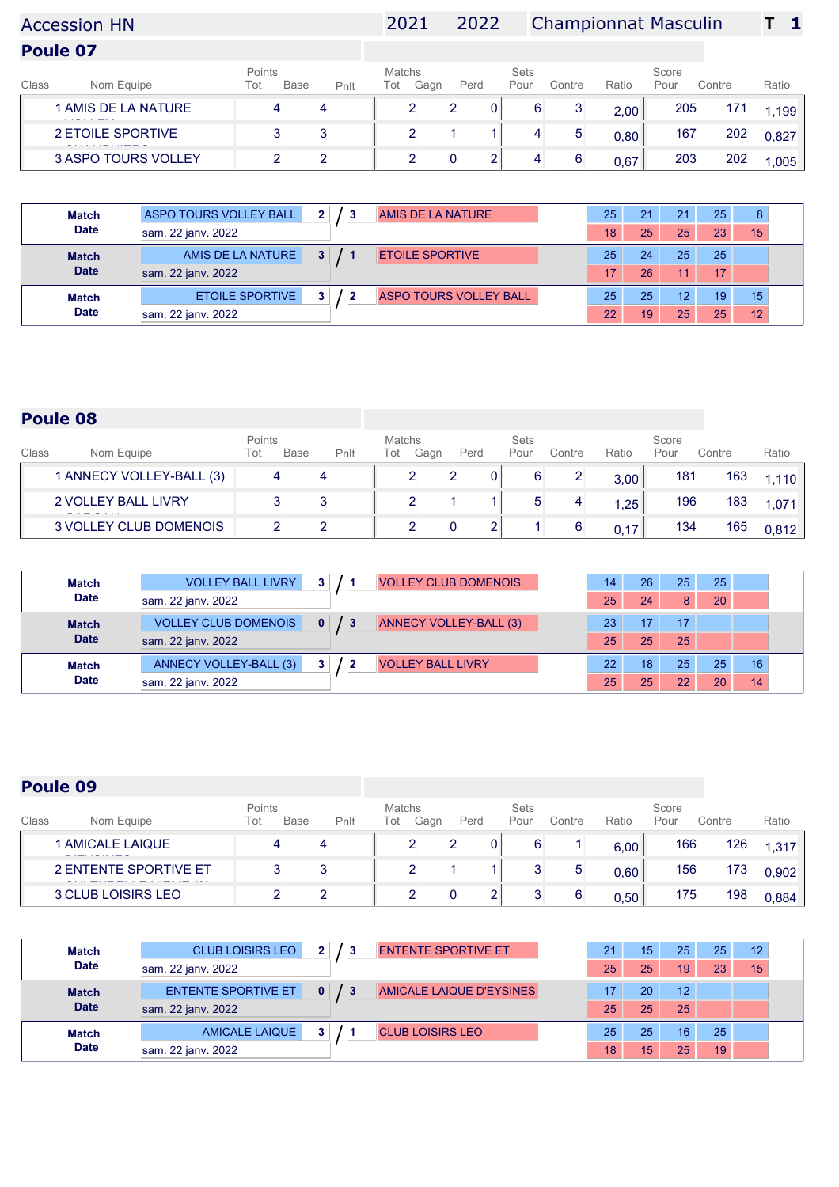# Accession HN 2021 2022 Championnat Masculin T 1

## Poule 07

| Class | Nom Equipe | Points Tot | Base | Pnlt | Matchs Tot | Gagn | Perd | Sets Pour | Contre | Ratio | Score Pour | Contre | Ratio |
|---|---|---|---|---|---|---|---|---|---|---|---|---|---|
| 1 | AMIS DE LA NATURE | 4 | 4 | | 2 | 2 | 0 | 6 | 3 | 2,00 | 205 | 171 | 1,199 |
| 2 | ETOILE SPORTIVE | 3 | 3 | | 2 | 1 | 1 | 4 | 5 | 0,80 | 167 | 202 | 0,827 |
| 3 | ASPO TOURS VOLLEY | 2 | 2 | | 2 | 0 | 2 | 4 | 6 | 0,67 | 203 | 202 | 1,005 |

| Match / Date | Equipe | Sets | | Equipe | Set 1 | Set 2 | Set 3 | Set 4 | Set 5 |
|---|---|---|---|---|---|---|---|---|---|
| sam. 22 janv. 2022 | ASPO TOURS VOLLEY BALL | 2 | 3 | AMIS DE LA NATURE | 25 / 18 | 21 / 25 | 21 / 25 | 25 / 23 | 8 / 15 |
| sam. 22 janv. 2022 | AMIS DE LA NATURE | 3 | 1 | ETOILE SPORTIVE | 25 / 17 | 24 / 26 | 25 / 11 | 25 / 17 | |
| sam. 22 janv. 2022 | ETOILE SPORTIVE | 3 | 2 | ASPO TOURS VOLLEY BALL | 25 / 22 | 25 / 19 | 12 / 25 | 19 / 25 | 15 / 12 |

## Poule 08

| Class | Nom Equipe | Points Tot | Base | Pnlt | Matchs Tot | Gagn | Perd | Sets Pour | Contre | Ratio | Score Pour | Contre | Ratio |
|---|---|---|---|---|---|---|---|---|---|---|---|---|---|
| 1 | ANNECY VOLLEY-BALL (3) | 4 | 4 | | 2 | 2 | 0 | 6 | 2 | 3,00 | 181 | 163 | 1,110 |
| 2 | VOLLEY BALL LIVRY | 3 | 3 | | 2 | 1 | 1 | 5 | 4 | 1,25 | 196 | 183 | 1,071 |
| 3 | VOLLEY CLUB DOMENOIS | 2 | 2 | | 2 | 0 | 2 | 1 | 6 | 0,17 | 134 | 165 | 0,812 |

| Match / Date | Equipe | Sets | | Equipe | Set 1 | Set 2 | Set 3 | Set 4 | Set 5 |
|---|---|---|---|---|---|---|---|---|---|
| sam. 22 janv. 2022 | VOLLEY BALL LIVRY | 3 | 1 | VOLLEY CLUB DOMENOIS | 14 / 25 | 26 / 24 | 25 / 8 | 25 / 20 | |
| sam. 22 janv. 2022 | VOLLEY CLUB DOMENOIS | 0 | 3 | ANNECY VOLLEY-BALL (3) | 23 / 25 | 17 / 25 | 17 / 25 | | |
| sam. 22 janv. 2022 | ANNECY VOLLEY-BALL (3) | 3 | 2 | VOLLEY BALL LIVRY | 22 / 25 | 18 / 25 | 25 / 22 | 25 / 20 | 16 / 14 |

## Poule 09

| Class | Nom Equipe | Points Tot | Base | Pnlt | Matchs Tot | Gagn | Perd | Sets Pour | Contre | Ratio | Score Pour | Contre | Ratio |
|---|---|---|---|---|---|---|---|---|---|---|---|---|---|
| 1 | AMICALE LAIQUE | 4 | 4 | | 2 | 2 | 0 | 6 | 1 | 6,00 | 166 | 126 | 1,317 |
| 2 | ENTENTE SPORTIVE ET | 3 | 3 | | 2 | 1 | 1 | 3 | 5 | 0,60 | 156 | 173 | 0,902 |
| 3 | CLUB LOISIRS LEO | 2 | 2 | | 2 | 0 | 2 | 3 | 6 | 0,50 | 175 | 198 | 0,884 |

| Match / Date | Equipe | Sets | | Equipe | Set 1 | Set 2 | Set 3 | Set 4 | Set 5 |
|---|---|---|---|---|---|---|---|---|---|
| sam. 22 janv. 2022 | CLUB LOISIRS LEO | 2 | 3 | ENTENTE SPORTIVE ET | 21 / 25 | 15 / 25 | 25 / 19 | 25 / 23 | 12 / 15 |
| sam. 22 janv. 2022 | ENTENTE SPORTIVE ET | 0 | 3 | AMICALE LAIQUE D'EYSINES | 17 / 25 | 20 / 25 | 12 / 25 | | |
| sam. 22 janv. 2022 | AMICALE LAIQUE | 3 | 1 | CLUB LOISIRS LEO | 25 / 18 | 25 / 15 | 16 / 25 | 25 / 19 | |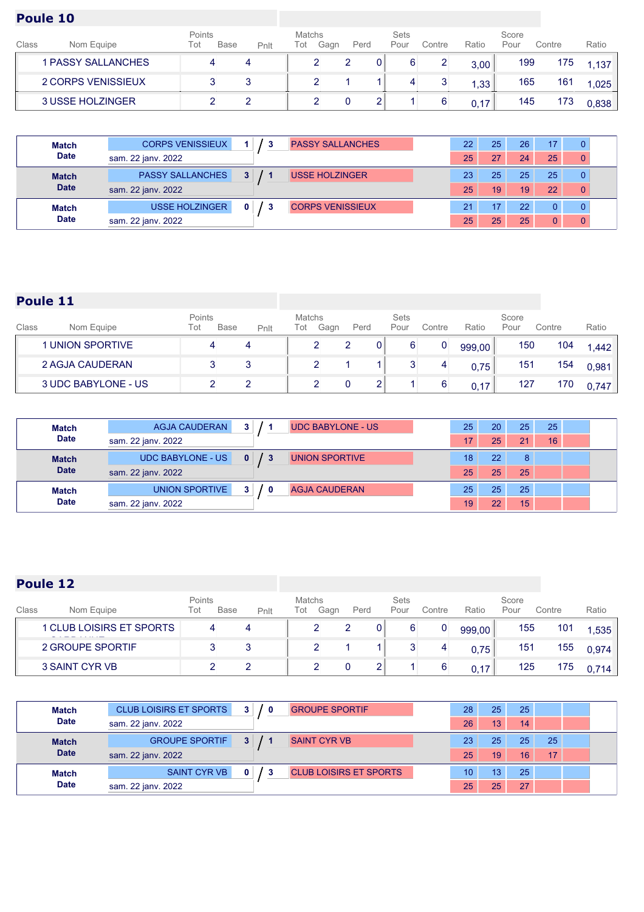## Poule 10

| Class | Nom Equipe | Points Tot | Base | Pnlt | Matchs Tot | Gagn | Perd | Sets Pour | Contre | Ratio | Score Pour | Contre | Ratio |
|---|---|---|---|---|---|---|---|---|---|---|---|---|---|
| 1 | PASSY SALLANCHES | 4 | 4 | | 2 | 2 | 0 | 6 | 2 | 3,00 | 199 | 175 | 1,137 |
| 2 | CORPS VENISSIEUX | 3 | 3 | | 2 | 1 | 1 | 4 | 3 | 1,33 | 165 | 161 | 1,025 |
| 3 | USSE HOLZINGER | 2 | 2 | | 2 | 0 | 2 | 1 | 6 | 0,17 | 145 | 173 | 0,838 |

| Match / Date | Équipe 1 | Score | Équipe 2 | Set 1 | Set 2 | Set 3 | Set 4 | Set 5 |
|---|---|---|---|---|---|---|---|---|
| sam. 22 janv. 2022 | CORPS VENISSIEUX | 1 / 3 | PASSY SALLANCHES | 22-25 | 25-27 | 26-24 | 17-25 | 0-0 |
| sam. 22 janv. 2022 | PASSY SALLANCHES | 3 / 1 | USSE HOLZINGER | 23-25 | 25-19 | 25-19 | 25-22 | 0-0 |
| sam. 22 janv. 2022 | USSE HOLZINGER | 0 / 3 | CORPS VENISSIEUX | 21-25 | 17-25 | 22-25 | 0-0 | 0-0 |

## Poule 11

| Class | Nom Equipe | Points Tot | Base | Pnlt | Matchs Tot | Gagn | Perd | Sets Pour | Contre | Ratio | Score Pour | Contre | Ratio |
|---|---|---|---|---|---|---|---|---|---|---|---|---|---|
| 1 | UNION SPORTIVE | 4 | 4 | | 2 | 2 | 0 | 6 | 0 | 999,00 | 150 | 104 | 1,442 |
| 2 | AGJA CAUDERAN | 3 | 3 | | 2 | 1 | 1 | 3 | 4 | 0,75 | 151 | 154 | 0,981 |
| 3 | UDC BABYLONE - US | 2 | 2 | | 2 | 0 | 2 | 1 | 6 | 0,17 | 127 | 170 | 0,747 |

| Match / Date | Équipe 1 | Score | Équipe 2 | Set 1 | Set 2 | Set 3 | Set 4 | Set 5 |
|---|---|---|---|---|---|---|---|---|
| sam. 22 janv. 2022 | AGJA CAUDERAN | 3 / 1 | UDC BABYLONE - US | 25-17 | 20-25 | 25-21 | 25-16 | |
| sam. 22 janv. 2022 | UDC BABYLONE - US | 0 / 3 | UNION SPORTIVE | 18-25 | 22-25 | 8-25 | | |
| sam. 22 janv. 2022 | UNION SPORTIVE | 3 / 0 | AGJA CAUDERAN | 25-19 | 25-22 | 25-15 | | |

## Poule 12

| Class | Nom Equipe | Points Tot | Base | Pnlt | Matchs Tot | Gagn | Perd | Sets Pour | Contre | Ratio | Score Pour | Contre | Ratio |
|---|---|---|---|---|---|---|---|---|---|---|---|---|---|
| 1 | CLUB LOISIRS ET SPORTS | 4 | 4 | | 2 | 2 | 0 | 6 | 0 | 999,00 | 155 | 101 | 1,535 |
| 2 | GROUPE SPORTIF | 3 | 3 | | 2 | 1 | 1 | 3 | 4 | 0,75 | 151 | 155 | 0,974 |
| 3 | SAINT CYR VB | 2 | 2 | | 2 | 0 | 2 | 1 | 6 | 0,17 | 125 | 175 | 0,714 |

| Match / Date | Équipe 1 | Score | Équipe 2 | Set 1 | Set 2 | Set 3 | Set 4 | Set 5 |
|---|---|---|---|---|---|---|---|---|
| sam. 22 janv. 2022 | CLUB LOISIRS ET SPORTS | 3 / 0 | GROUPE SPORTIF | 28-26 | 25-13 | 25-14 | | |
| sam. 22 janv. 2022 | GROUPE SPORTIF | 3 / 1 | SAINT CYR VB | 23-25 | 25-19 | 25-16 | 25-17 | |
| sam. 22 janv. 2022 | SAINT CYR VB | 0 / 3 | CLUB LOISIRS ET SPORTS | 10-25 | 13-25 | 25-27 | | |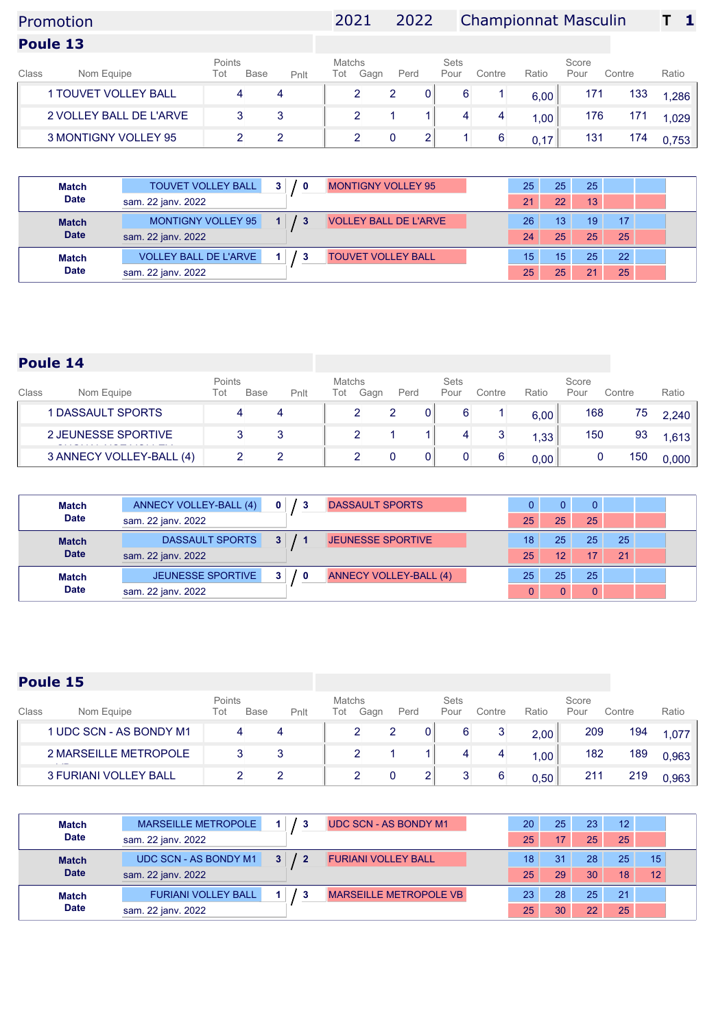Promotion 2021 2022 Championnat Masculin T 1

## Poule 13

| Class | Nom Equipe | Points Tot | Base | Pnlt | Matchs Tot | Gagn | Perd | Sets Pour | Contre | Ratio | Score Pour | Contre | Ratio |
|---|---|---|---|---|---|---|---|---|---|---|---|---|---|
| 1 | TOUVET VOLLEY BALL | 4 | 4 | | 2 | 2 | 0 | 6 | 1 | 6,00 | 171 | 133 | 1,286 |
| 2 | VOLLEY BALL DE L'ARVE | 3 | 3 | | 2 | 1 | 1 | 4 | 4 | 1,00 | 176 | 171 | 1,029 |
| 3 | MONTIGNY VOLLEY 95 | 2 | 2 | | 2 | 0 | 2 | 1 | 6 | 0,17 | 131 | 174 | 0,753 |

| Match / Date | Équipe 1 | Score | | Équipe 2 | Set 1 | Set 2 | Set 3 | Set 4 | Set 5 |
|---|---|---|---|---|---|---|---|---|---|
| sam. 22 janv. 2022 | TOUVET VOLLEY BALL | 3 | 0 | MONTIGNY VOLLEY 95 | 25 / 21 | 25 / 22 | 25 / 13 | | |
| sam. 22 janv. 2022 | MONTIGNY VOLLEY 95 | 1 | 3 | VOLLEY BALL DE L'ARVE | 26 / 24 | 13 / 25 | 19 / 25 | 17 / 25 | |
| sam. 22 janv. 2022 | VOLLEY BALL DE L'ARVE | 1 | 3 | TOUVET VOLLEY BALL | 15 / 25 | 15 / 25 | 25 / 21 | 22 / 25 | |

## Poule 14

| Class | Nom Equipe | Points Tot | Base | Pnlt | Matchs Tot | Gagn | Perd | Sets Pour | Contre | Ratio | Score Pour | Contre | Ratio |
|---|---|---|---|---|---|---|---|---|---|---|---|---|---|
| 1 | DASSAULT SPORTS | 4 | 4 | | 2 | 2 | 0 | 6 | 1 | 6,00 | 168 | 75 | 2,240 |
| 2 | JEUNESSE SPORTIVE | 3 | 3 | | 2 | 1 | 1 | 4 | 3 | 1,33 | 150 | 93 | 1,613 |
| 3 | ANNECY VOLLEY-BALL (4) | 2 | 2 | | 2 | 0 | 0 | 0 | 6 | 0,00 | 0 | 150 | 0,000 |

| Match / Date | Équipe 1 | Score | | Équipe 2 | Set 1 | Set 2 | Set 3 | Set 4 | Set 5 |
|---|---|---|---|---|---|---|---|---|---|
| sam. 22 janv. 2022 | ANNECY VOLLEY-BALL (4) | 0 | 3 | DASSAULT SPORTS | 0 / 25 | 0 / 25 | 0 / 25 | | |
| sam. 22 janv. 2022 | DASSAULT SPORTS | 3 | 1 | JEUNESSE SPORTIVE | 18 / 25 | 25 / 12 | 25 / 17 | 25 / 21 | |
| sam. 22 janv. 2022 | JEUNESSE SPORTIVE | 3 | 0 | ANNECY VOLLEY-BALL (4) | 25 / 0 | 25 / 0 | 25 / 0 | | |

## Poule 15

| Class | Nom Equipe | Points Tot | Base | Pnlt | Matchs Tot | Gagn | Perd | Sets Pour | Contre | Ratio | Score Pour | Contre | Ratio |
|---|---|---|---|---|---|---|---|---|---|---|---|---|---|
| 1 | UDC SCN - AS BONDY M1 | 4 | 4 | | 2 | 2 | 0 | 6 | 3 | 2,00 | 209 | 194 | 1,077 |
| 2 | MARSEILLE METROPOLE | 3 | 3 | | 2 | 1 | 1 | 4 | 4 | 1,00 | 182 | 189 | 0,963 |
| 3 | FURIANI VOLLEY BALL | 2 | 2 | | 2 | 0 | 2 | 3 | 6 | 0,50 | 211 | 219 | 0,963 |

| Match / Date | Équipe 1 | Score | | Équipe 2 | Set 1 | Set 2 | Set 3 | Set 4 | Set 5 |
|---|---|---|---|---|---|---|---|---|---|
| sam. 22 janv. 2022 | MARSEILLE METROPOLE | 1 | 3 | UDC SCN - AS BONDY M1 | 20 / 25 | 25 / 17 | 23 / 25 | 12 / 25 | |
| sam. 22 janv. 2022 | UDC SCN - AS BONDY M1 | 3 | 2 | FURIANI VOLLEY BALL | 18 / 25 | 31 / 29 | 28 / 30 | 25 / 18 | 15 / 12 |
| sam. 22 janv. 2022 | FURIANI VOLLEY BALL | 1 | 3 | MARSEILLE METROPOLE VB | 23 / 25 | 28 / 30 | 25 / 22 | 21 / 25 | |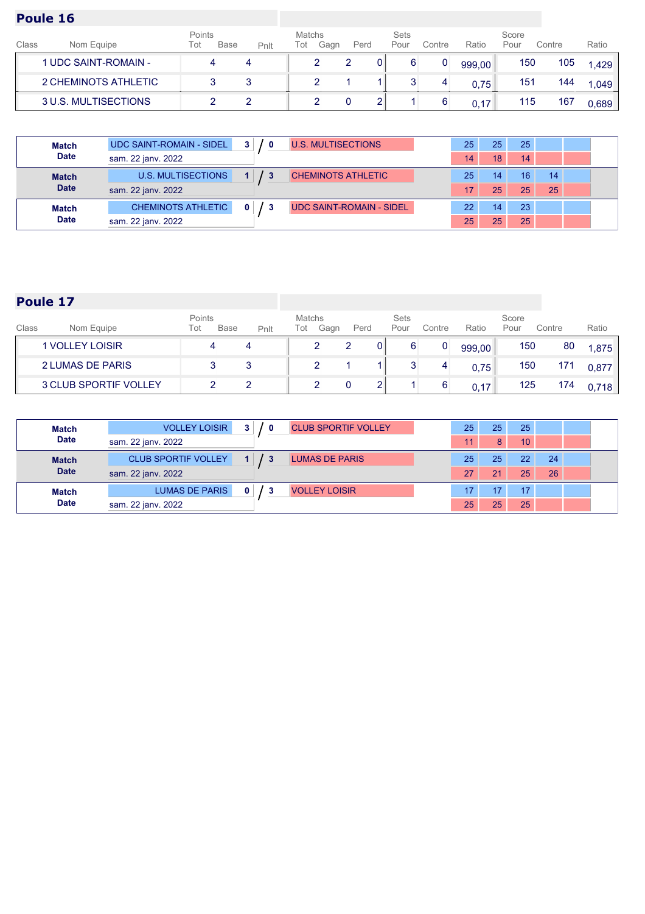## Poule 16

| Class | Nom Equipe | Points Tot | Base | Pnlt | Matchs Tot | Gagn | Perd | Sets Pour | Contre | Ratio | Score Pour | Contre | Ratio |
|---|---|---|---|---|---|---|---|---|---|---|---|---|---|
| 1 | UDC SAINT-ROMAIN - | 4 | 4 | | 2 | 2 | 0 | 6 | 0 | 999,00 | 150 | 105 | 1,429 |
| 2 | CHEMINOTS ATHLETIC | 3 | 3 | | 2 | 1 | 1 | 3 | 4 | 0,75 | 151 | 144 | 1,049 |
| 3 | U.S. MULTISECTIONS | 2 | 2 | | 2 | 0 | 2 | 1 | 6 | 0,17 | 115 | 167 | 0,689 |

| Match / Date | Equipe 1 | Score | Equipe 2 | Set 1 | Set 2 | Set 3 | Set 4 | Set 5 |
|---|---|---|---|---|---|---|---|---|
| sam. 22 janv. 2022 | UDC SAINT-ROMAIN - SIDEL | 3 / 0 | U.S. MULTISECTIONS | 25-14 | 25-18 | 25-14 | | |
| sam. 22 janv. 2022 | U.S. MULTISECTIONS | 1 / 3 | CHEMINOTS ATHLETIC | 25-17 | 14-25 | 16-25 | 14-25 | |
| sam. 22 janv. 2022 | CHEMINOTS ATHLETIC | 0 / 3 | UDC SAINT-ROMAIN - SIDEL | 22-25 | 14-25 | 23-25 | | |

## Poule 17

| Class | Nom Equipe | Points Tot | Base | Pnlt | Matchs Tot | Gagn | Perd | Sets Pour | Contre | Ratio | Score Pour | Contre | Ratio |
|---|---|---|---|---|---|---|---|---|---|---|---|---|---|
| 1 | VOLLEY LOISIR | 4 | 4 | | 2 | 2 | 0 | 6 | 0 | 999,00 | 150 | 80 | 1,875 |
| 2 | LUMAS DE PARIS | 3 | 3 | | 2 | 1 | 1 | 3 | 4 | 0,75 | 150 | 171 | 0,877 |
| 3 | CLUB SPORTIF VOLLEY | 2 | 2 | | 2 | 0 | 2 | 1 | 6 | 0,17 | 125 | 174 | 0,718 |

| Match / Date | Equipe 1 | Score | Equipe 2 | Set 1 | Set 2 | Set 3 | Set 4 | Set 5 |
|---|---|---|---|---|---|---|---|---|
| sam. 22 janv. 2022 | VOLLEY LOISIR | 3 / 0 | CLUB SPORTIF VOLLEY | 25-11 | 25-8 | 25-10 | | |
| sam. 22 janv. 2022 | CLUB SPORTIF VOLLEY | 1 / 3 | LUMAS DE PARIS | 25-27 | 25-21 | 22-25 | 24-26 | |
| sam. 22 janv. 2022 | LUMAS DE PARIS | 0 / 3 | VOLLEY LOISIR | 17-25 | 17-25 | 17-25 | | |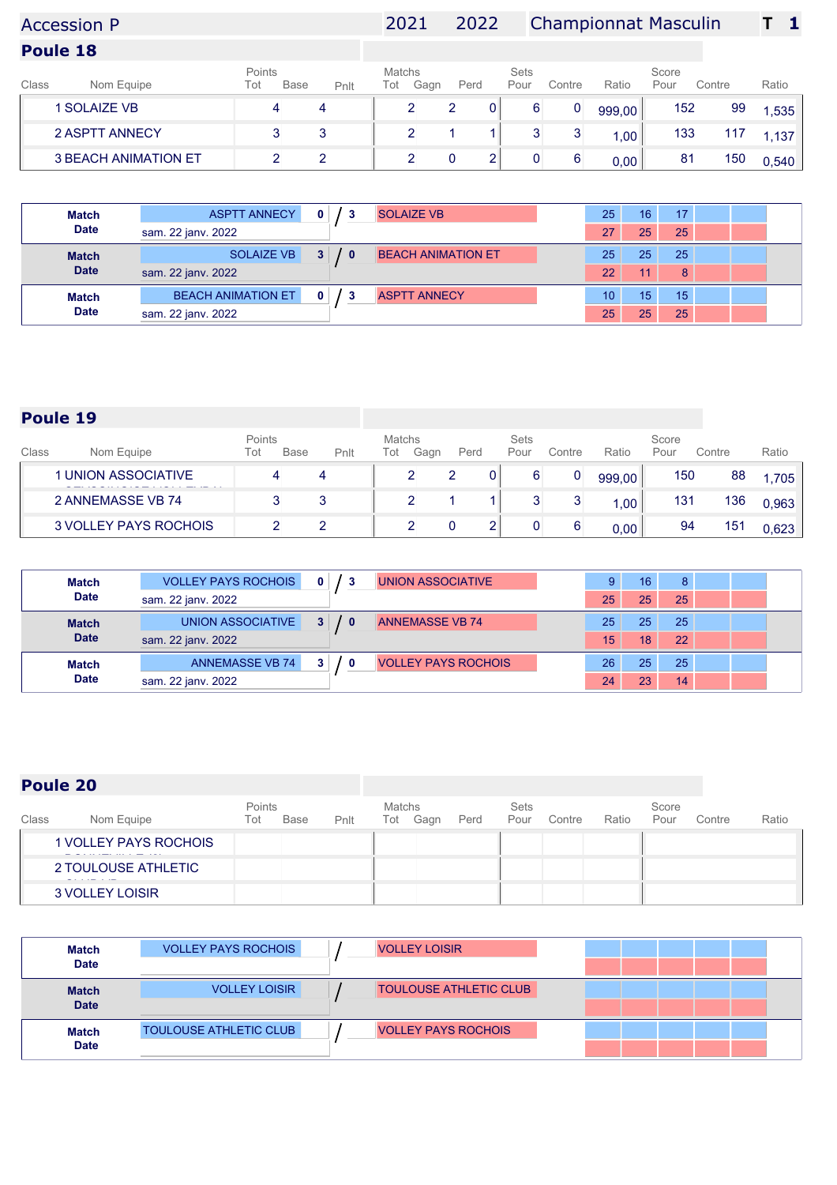Accession P 2021 2022 Championnat Masculin **T 1**

## Poule 18

| Class | Nom Equipe | Points Tot | Base | Pnlt | Matchs Tot | Gagn | Perd | Sets Pour | Contre | Ratio | Score Pour | Contre | Ratio |
|---|---|---|---|---|---|---|---|---|---|---|---|---|---|
| 1 | SOLAIZE VB | 4 | 4 | | 2 | 2 | 0 | 6 | 0 | 999,00 | 152 | 99 | 1,535 |
| 2 | ASPTT ANNECY | 3 | 3 | | 2 | 1 | 1 | 3 | 3 | 1,00 | 133 | 117 | 1,137 |
| 3 | BEACH ANIMATION ET | 2 | 2 | | 2 | 0 | 2 | 0 | 6 | 0,00 | 81 | 150 | 0,540 |

| Match / Date | Equipe 1 | Score | Equipe 2 | Set 1 | Set 2 | Set 3 | Set 4 | Set 5 |
|---|---|---|---|---|---|---|---|---|
| sam. 22 janv. 2022 | ASPTT ANNECY | 0 / 3 | SOLAIZE VB | 25-27 | 16-25 | 17-25 | | |
| sam. 22 janv. 2022 | SOLAIZE VB | 3 / 0 | BEACH ANIMATION ET | 25-22 | 25-11 | 25-8 | | |
| sam. 22 janv. 2022 | BEACH ANIMATION ET | 0 / 3 | ASPTT ANNECY | 10-25 | 15-25 | 15-25 | | |

## Poule 19

| Class | Nom Equipe | Points Tot | Base | Pnlt | Matchs Tot | Gagn | Perd | Sets Pour | Contre | Ratio | Score Pour | Contre | Ratio |
|---|---|---|---|---|---|---|---|---|---|---|---|---|---|
| 1 | UNION ASSOCIATIVE | 4 | 4 | | 2 | 2 | 0 | 6 | 0 | 999,00 | 150 | 88 | 1,705 |
| 2 | ANNEMASSE VB 74 | 3 | 3 | | 2 | 1 | 1 | 3 | 3 | 1,00 | 131 | 136 | 0,963 |
| 3 | VOLLEY PAYS ROCHOIS | 2 | 2 | | 2 | 0 | 2 | 0 | 6 | 0,00 | 94 | 151 | 0,623 |

| Match / Date | Equipe 1 | Score | Equipe 2 | Set 1 | Set 2 | Set 3 | Set 4 | Set 5 |
|---|---|---|---|---|---|---|---|---|
| sam. 22 janv. 2022 | VOLLEY PAYS ROCHOIS | 0 / 3 | UNION ASSOCIATIVE | 9-25 | 16-25 | 8-25 | | |
| sam. 22 janv. 2022 | UNION ASSOCIATIVE | 3 / 0 | ANNEMASSE VB 74 | 25-15 | 25-18 | 25-22 | | |
| sam. 22 janv. 2022 | ANNEMASSE VB 74 | 3 / 0 | VOLLEY PAYS ROCHOIS | 26-24 | 25-23 | 25-14 | | |

## Poule 20

| Class | Nom Equipe | Points Tot | Base | Pnlt | Matchs Tot | Gagn | Perd | Sets Pour | Contre | Ratio | Score Pour | Contre | Ratio |
|---|---|---|---|---|---|---|---|---|---|---|---|---|---|
| 1 | VOLLEY PAYS ROCHOIS | | | | | | | | | | | | |
| 2 | TOULOUSE ATHLETIC | | | | | | | | | | | | |
| 3 | VOLLEY LOISIR | | | | | | | | | | | | |

| Match / Date | Equipe 1 | Score | Equipe 2 | Set 1 | Set 2 | Set 3 | Set 4 | Set 5 |
|---|---|---|---|---|---|---|---|---|
| | VOLLEY PAYS ROCHOIS | / | VOLLEY LOISIR | | | | | |
| | VOLLEY LOISIR | / | TOULOUSE ATHLETIC CLUB | | | | | |
| | TOULOUSE ATHLETIC CLUB | / | VOLLEY PAYS ROCHOIS | | | | | |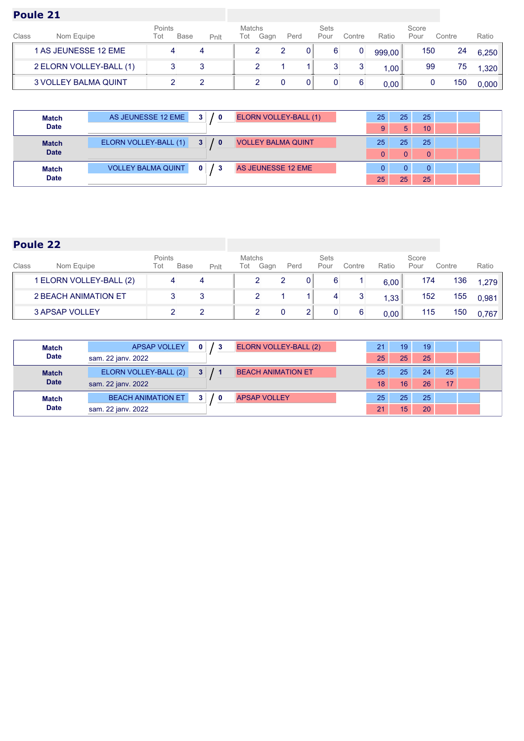## Poule 21

| Class | Nom Equipe | Points Tot | Base | Pnlt | Matchs Tot | Gagn | Perd | Sets Pour | Contre | Ratio | Score Pour | Contre | Ratio |
|---|---|---|---|---|---|---|---|---|---|---|---|---|---|
| 1 | AS JEUNESSE 12 EME | 4 | 4 | | 2 | 2 | 0 | 6 | 0 | 999,00 | 150 | 24 | 6,250 |
| 2 | ELORN VOLLEY-BALL (1) | 3 | 3 | | 2 | 1 | 1 | 3 | 3 | 1,00 | 99 | 75 | 1,320 |
| 3 | VOLLEY BALMA QUINT | 2 | 2 | | 2 | 0 | 0 | 0 | 6 | 0,00 | 0 | 150 | 0,000 |

| Match / Date | Equipe 1 | Score | | Equipe 2 | Set 1 | Set 2 | Set 3 | Set 4 | Set 5 |
|---|---|---|---|---|---|---|---|---|---|
| Match | AS JEUNESSE 12 EME | 3 | 0 | ELORN VOLLEY-BALL (1) | 25 | 25 | 25 | | |
| Date | | | | | 9 | 5 | 10 | | |
| Match | ELORN VOLLEY-BALL (1) | 3 | 0 | VOLLEY BALMA QUINT | 25 | 25 | 25 | | |
| Date | | | | | 0 | 0 | 0 | | |
| Match | VOLLEY BALMA QUINT | 0 | 3 | AS JEUNESSE 12 EME | 0 | 0 | 0 | | |
| Date | | | | | 25 | 25 | 25 | | |

## Poule 22

| Class | Nom Equipe | Points Tot | Base | Pnlt | Matchs Tot | Gagn | Perd | Sets Pour | Contre | Ratio | Score Pour | Contre | Ratio |
|---|---|---|---|---|---|---|---|---|---|---|---|---|---|
| 1 | ELORN VOLLEY-BALL (2) | 4 | 4 | | 2 | 2 | 0 | 6 | 1 | 6,00 | 174 | 136 | 1,279 |
| 2 | BEACH ANIMATION ET | 3 | 3 | | 2 | 1 | 1 | 4 | 3 | 1,33 | 152 | 155 | 0,981 |
| 3 | APSAP VOLLEY | 2 | 2 | | 2 | 0 | 2 | 0 | 6 | 0,00 | 115 | 150 | 0,767 |

| Match / Date | Equipe 1 | Score | | Equipe 2 | Set 1 | Set 2 | Set 3 | Set 4 | Set 5 |
|---|---|---|---|---|---|---|---|---|---|
| Match | APSAP VOLLEY | 0 | 3 | ELORN VOLLEY-BALL (2) | 21 | 19 | 19 | | |
| Date | sam. 22 janv. 2022 | | | | 25 | 25 | 25 | | |
| Match | ELORN VOLLEY-BALL (2) | 3 | 1 | BEACH ANIMATION ET | 25 | 25 | 24 | 25 | |
| Date | sam. 22 janv. 2022 | | | | 18 | 16 | 26 | 17 | |
| Match | BEACH ANIMATION ET | 3 | 0 | APSAP VOLLEY | 25 | 25 | 25 | | |
| Date | sam. 22 janv. 2022 | | | | 21 | 15 | 20 | | |